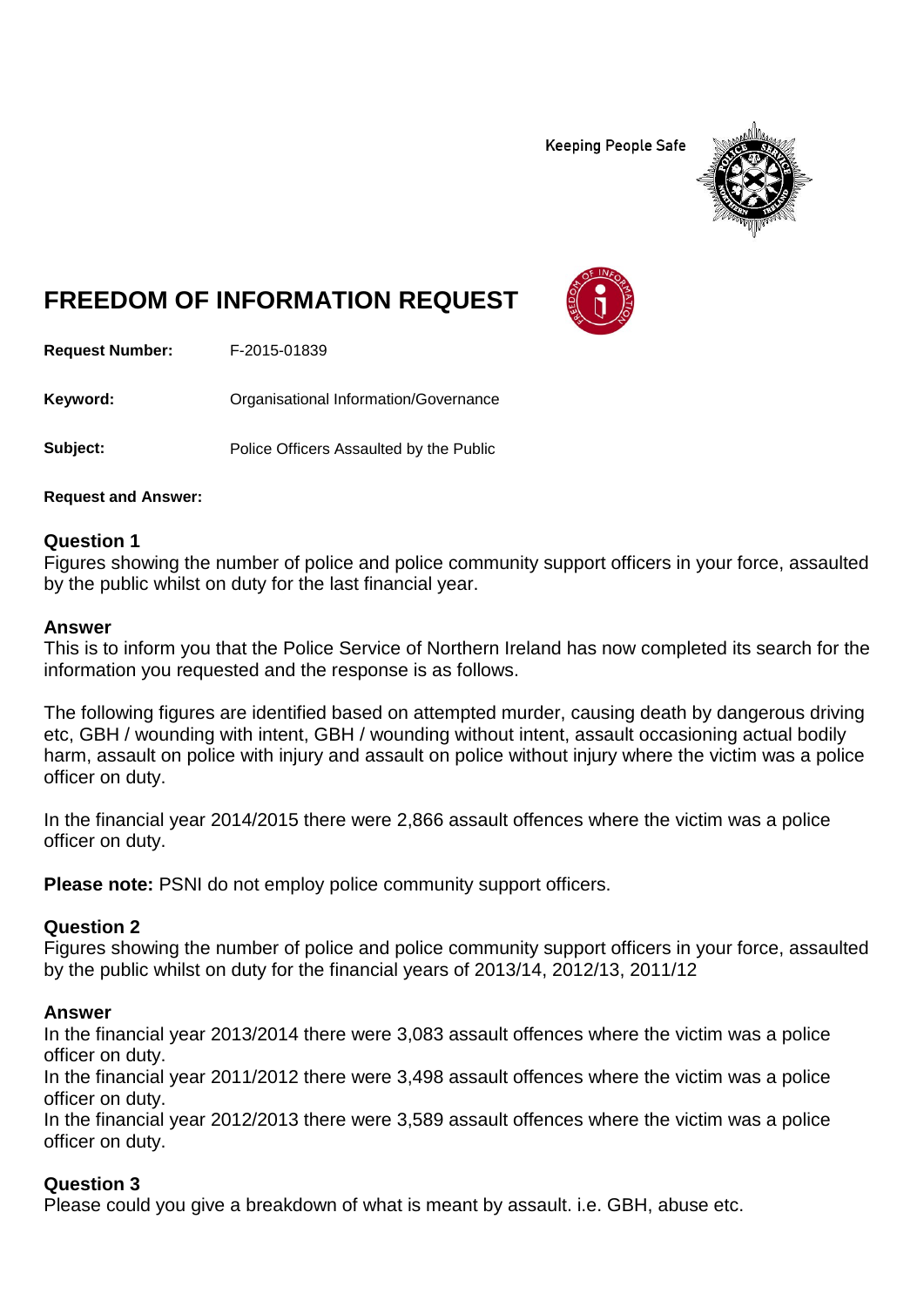Keeping People Safe

# FREEDOM OF INFORMATION REQUEST

**Request Number:** F-2015-01839

**Keyword:** Organisational Information/Governance

**Subject:** Police Officers Assaulted by the Public

**Request and Answer:**

### Question 1

Figures showing the number of police and police community support officers in your force, assaulted by the public whilst on duty for the last financial year.

### Answer

This is to inform you that the Police Service of Northern Ireland has now completed its search for the information you requested and the response is as follows.

The following figures are identified based on attempted murder, causing death by dangerous driving etc, GBH / wounding with intent, GBH / wounding without intent, assault occasioning actual bodily harm, assault on police with injury and assault on police without injury where the victim was a police officer on duty.

In the financial year 2014/2015 there were 2,866 assault offences where the victim was a police officer on duty.

**Please note:** PSNI do not employ police community support officers.

### Question 2

Figures showing the number of police and police community support officers in your force, assaulted by the public whilst on duty for the financial years of 2013/14, 2012/13, 2011/12

### Answer

In the financial year 2013/2014 there were 3,083 assault offences where the victim was a police officer on duty.
In the financial year 2011/2012 there were 3,498 assault offences where the victim was a police officer on duty.
In the financial year 2012/2013 there were 3,589 assault offences where the victim was a police officer on duty.

### Question 3

Please could you give a breakdown of what is meant by assault. i.e. GBH, abuse etc.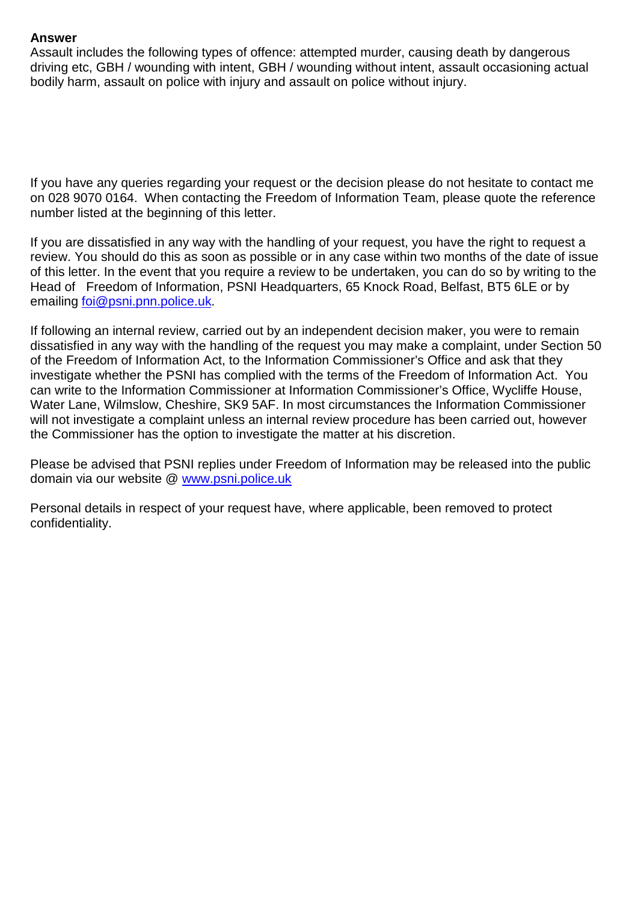**Answer**

Assault includes the following types of offence: attempted murder, causing death by dangerous driving etc, GBH / wounding with intent, GBH / wounding without intent, assault occasioning actual bodily harm, assault on police with injury and assault on police without injury.

If you have any queries regarding your request or the decision please do not hesitate to contact me on 028 9070 0164. When contacting the Freedom of Information Team, please quote the reference number listed at the beginning of this letter.

If you are dissatisfied in any way with the handling of your request, you have the right to request a review. You should do this as soon as possible or in any case within two months of the date of issue of this letter. In the event that you require a review to be undertaken, you can do so by writing to the Head of Freedom of Information, PSNI Headquarters, 65 Knock Road, Belfast, BT5 6LE or by emailing foi@psni.pnn.police.uk.

If following an internal review, carried out by an independent decision maker, you were to remain dissatisfied in any way with the handling of the request you may make a complaint, under Section 50 of the Freedom of Information Act, to the Information Commissioner's Office and ask that they investigate whether the PSNI has complied with the terms of the Freedom of Information Act. You can write to the Information Commissioner at Information Commissioner's Office, Wycliffe House, Water Lane, Wilmslow, Cheshire, SK9 5AF. In most circumstances the Information Commissioner will not investigate a complaint unless an internal review procedure has been carried out, however the Commissioner has the option to investigate the matter at his discretion.

Please be advised that PSNI replies under Freedom of Information may be released into the public domain via our website @ www.psni.police.uk

Personal details in respect of your request have, where applicable, been removed to protect confidentiality.